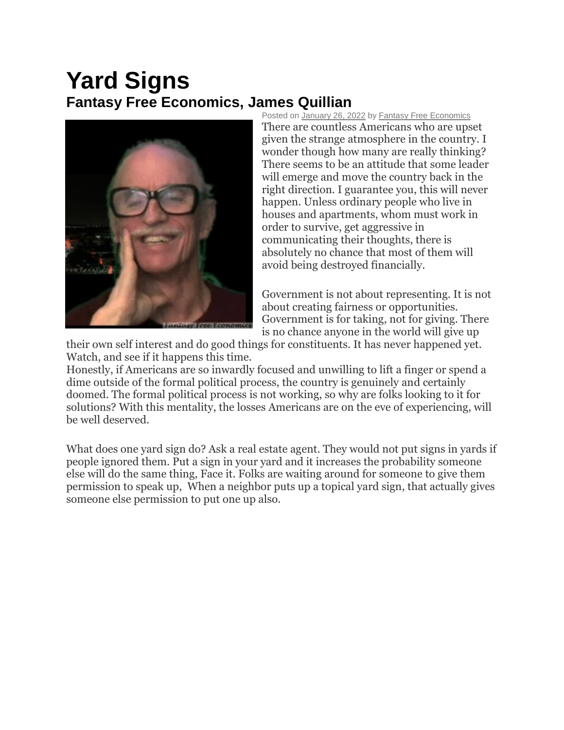# Yard Signs

## Fantasy Free Economics, James Quillian

Posted on January 26, 2022 by Fantasy Free Economics

There are countless Americans who are upset given the strange atmosphere in the country. I wonder though how many are really thinking? There seems to be an attitude that some leader will emerge and move the country back in the right direction. I guarantee you, this will never happen. Unless ordinary people who live in houses and apartments, whom must work in order to survive, get aggressive in communicating their thoughts, there is absolutely no chance that most of them will avoid being destroyed financially.

Government is not about representing. It is not about creating fairness or opportunities. Government is for taking, not for giving. There is no chance anyone in the world will give up their own self interest and do good things for constituents. It has never happened yet. Watch, and see if it happens this time.
Honestly, if Americans are so inwardly focused and unwilling to lift a finger or spend a dime outside of the formal political process, the country is genuinely and certainly doomed. The formal political process is not working, so why are folks looking to it for solutions? With this mentality, the losses Americans are on the eve of experiencing, will be well deserved.

What does one yard sign do? Ask a real estate agent. They would not put signs in yards if people ignored them. Put a sign in your yard and it increases the probability someone else will do the same thing, Face it. Folks are waiting around for someone to give them permission to speak up, When a neighbor puts up a topical yard sign, that actually gives someone else permission to put one up also.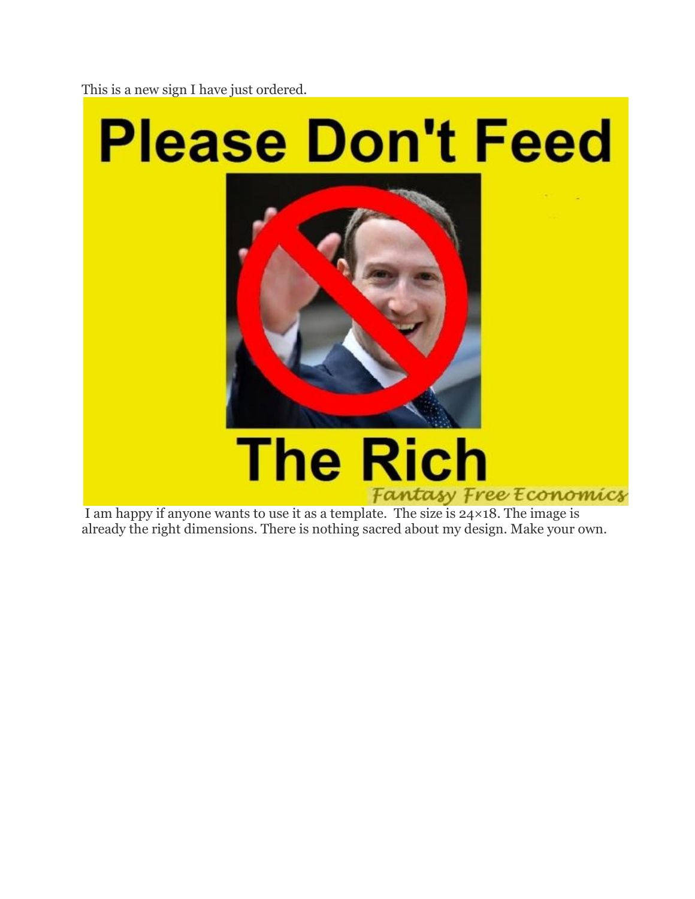This is a new sign I have just ordered.

Please Don't Feed

The Rich

Fantasy Free Economics

I am happy if anyone wants to use it as a template. The size is 24×18. The image is already the right dimensions. There is nothing sacred about my design. Make your own.